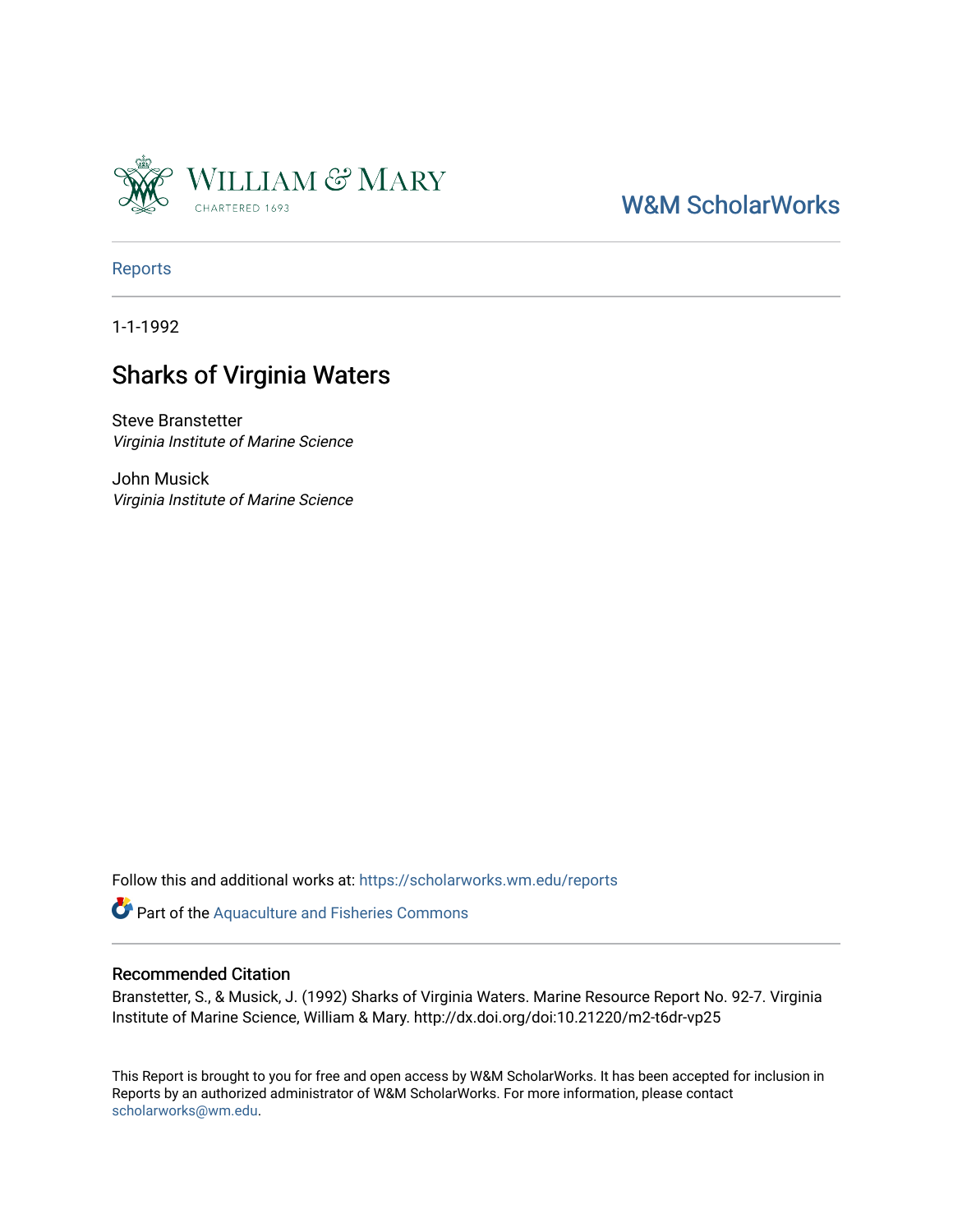William & Mary

CHARTERED 1693

W&M ScholarWorks

Reports

1-1-1992

# Sharks of Virginia Waters

Steve Branstetter
*Virginia Institute of Marine Science*

John Musick
*Virginia Institute of Marine Science*

Follow this and additional works at: https://scholarworks.wm.edu/reports

Part of the Aquaculture and Fisheries Commons

## Recommended Citation

Branstetter, S., & Musick, J. (1992) Sharks of Virginia Waters. Marine Resource Report No. 92-7. Virginia Institute of Marine Science, William & Mary. http://dx.doi.org/doi:10.21220/m2-t6dr-vp25

This Report is brought to you for free and open access by W&M ScholarWorks. It has been accepted for inclusion in Reports by an authorized administrator of W&M ScholarWorks. For more information, please contact scholarworks@wm.edu.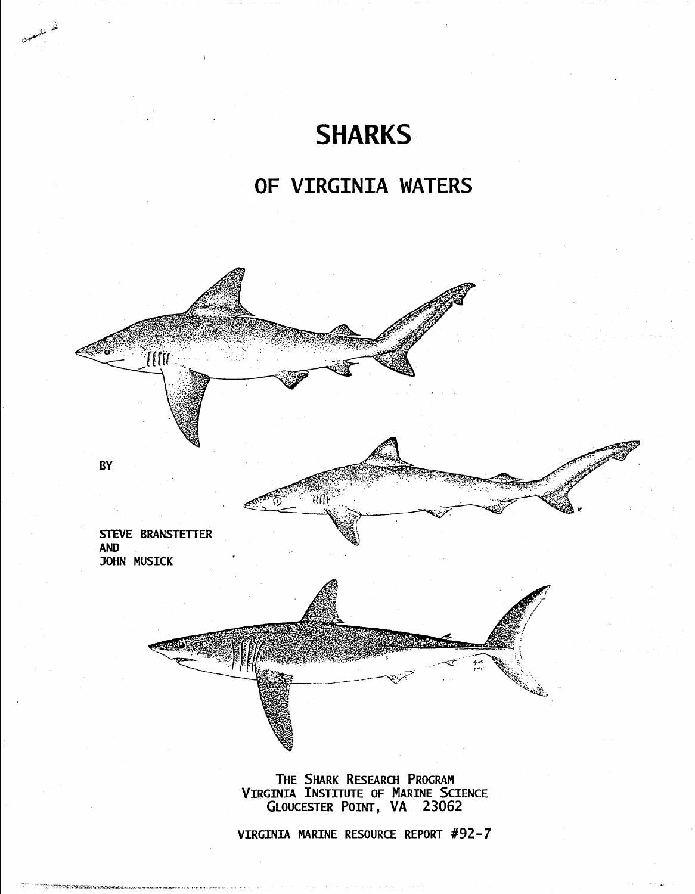# SHARKS

## OF VIRGINIA WATERS

BY

STEVE BRANSTETTER
AND
JOHN MUSICK

THE SHARK RESEARCH PROGRAM
VIRGINIA INSTITUTE OF MARINE SCIENCE
GLOUCESTER POINT, VA 23062

VIRGINIA MARINE RESOURCE REPORT #92-7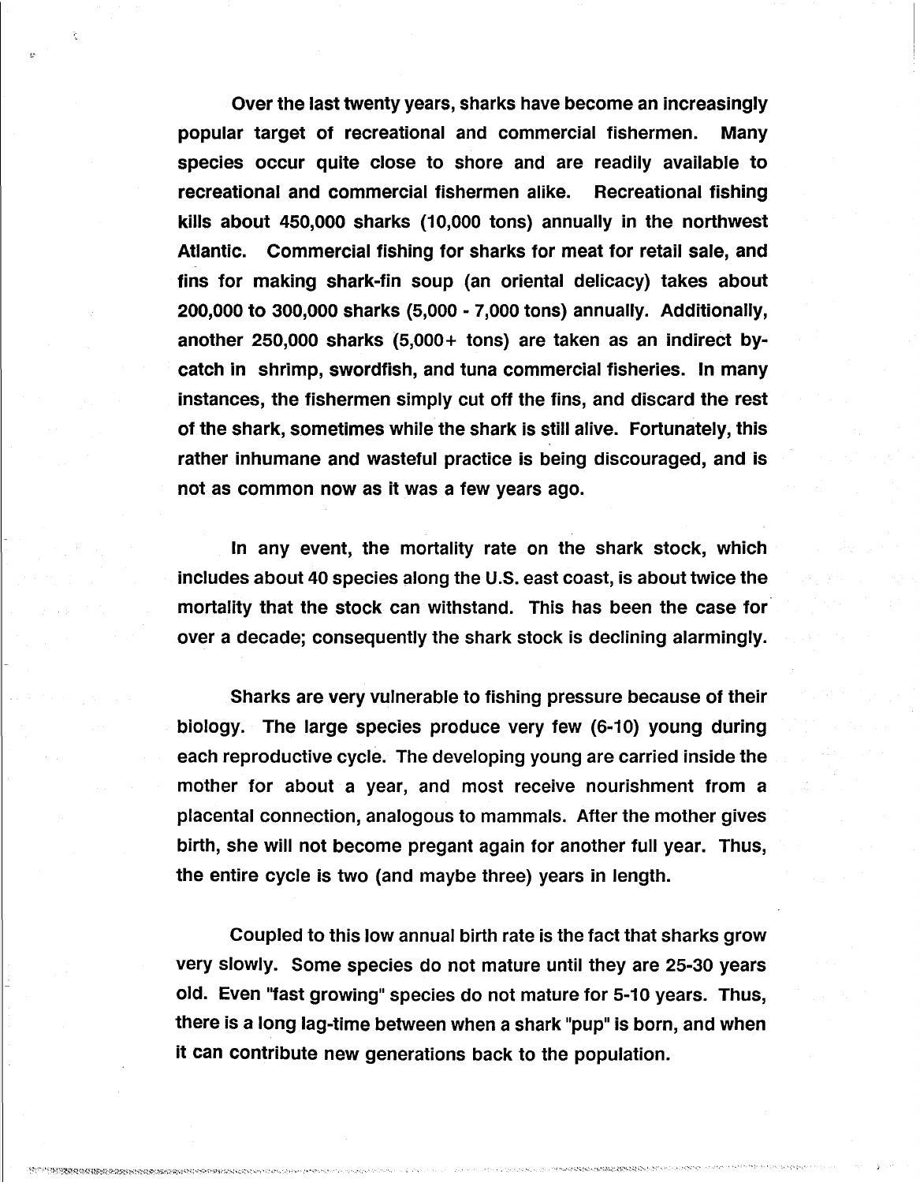Over the last twenty years, sharks have become an increasingly popular target of recreational and commercial fishermen. Many species occur quite close to shore and are readily available to recreational and commercial fishermen alike. Recreational fishing kills about 450,000 sharks (10,000 tons) annually in the northwest Atlantic. Commercial fishing for sharks for meat for retail sale, and fins for making shark-fin soup (an oriental delicacy) takes about 200,000 to 300,000 sharks (5,000 - 7,000 tons) annually. Additionally, another 250,000 sharks (5,000+ tons) are taken as an indirect by-catch in shrimp, swordfish, and tuna commercial fisheries. In many instances, the fishermen simply cut off the fins, and discard the rest of the shark, sometimes while the shark is still alive. Fortunately, this rather inhumane and wasteful practice is being discouraged, and is not as common now as it was a few years ago.

In any event, the mortality rate on the shark stock, which includes about 40 species along the U.S. east coast, is about twice the mortality that the stock can withstand. This has been the case for over a decade; consequently the shark stock is declining alarmingly.

Sharks are very vulnerable to fishing pressure because of their biology. The large species produce very few (6-10) young during each reproductive cycle. The developing young are carried inside the mother for about a year, and most receive nourishment from a placental connection, analogous to mammals. After the mother gives birth, she will not become pregant again for another full year. Thus, the entire cycle is two (and maybe three) years in length.

Coupled to this low annual birth rate is the fact that sharks grow very slowly. Some species do not mature until they are 25-30 years old. Even "fast growing" species do not mature for 5-10 years. Thus, there is a long lag-time between when a shark "pup" is born, and when it can contribute new generations back to the population.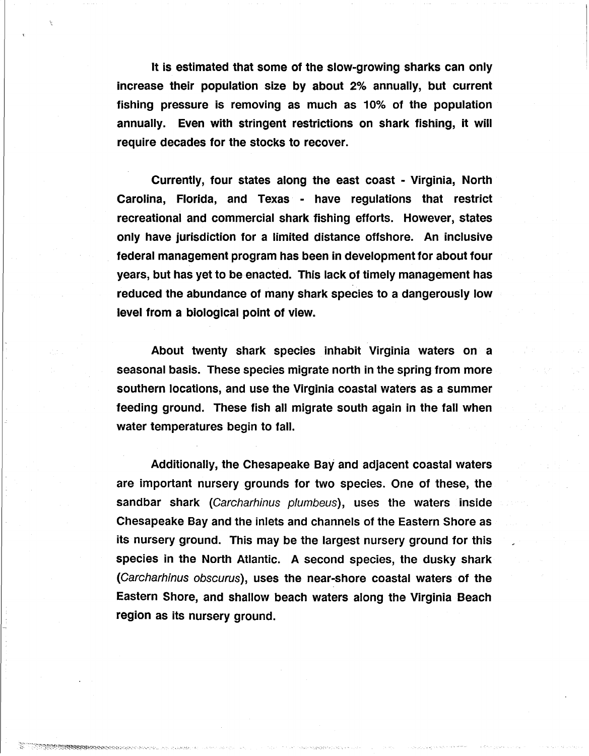It is estimated that some of the slow-growing sharks can only increase their population size by about 2% annually, but current fishing pressure is removing as much as 10% of the population annually. Even with stringent restrictions on shark fishing, it will require decades for the stocks to recover.

Currently, four states along the east coast - Virginia, North Carolina, Florida, and Texas - have regulations that restrict recreational and commercial shark fishing efforts. However, states only have jurisdiction for a limited distance offshore. An inclusive federal management program has been in development for about four years, but has yet to be enacted. This lack of timely management has reduced the abundance of many shark species to a dangerously low level from a biological point of view.

About twenty shark species inhabit Virginia waters on a seasonal basis. These species migrate north in the spring from more southern locations, and use the Virginia coastal waters as a summer feeding ground. These fish all migrate south again in the fall when water temperatures begin to fall.

Additionally, the Chesapeake Bay and adjacent coastal waters are important nursery grounds for two species. One of these, the sandbar shark (*Carcharhinus plumbeus*), uses the waters inside Chesapeake Bay and the inlets and channels of the Eastern Shore as its nursery ground. This may be the largest nursery ground for this species in the North Atlantic. A second species, the dusky shark (*Carcharhinus obscurus*), uses the near-shore coastal waters of the Eastern Shore, and shallow beach waters along the Virginia Beach region as its nursery ground.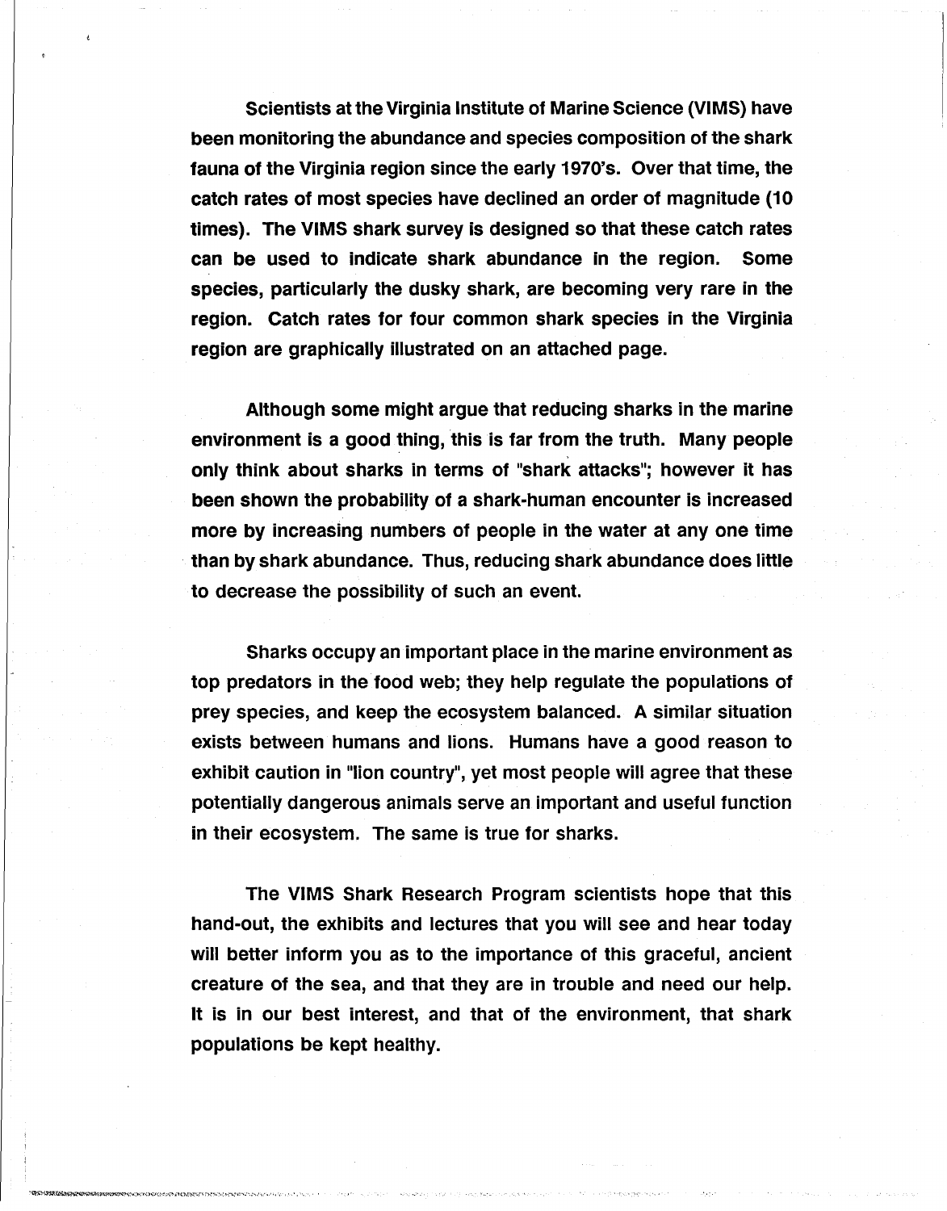Scientists at the Virginia Institute of Marine Science (VIMS) have been monitoring the abundance and species composition of the shark fauna of the Virginia region since the early 1970's. Over that time, the catch rates of most species have declined an order of magnitude (10 times). The VIMS shark survey is designed so that these catch rates can be used to indicate shark abundance in the region. Some species, particularly the dusky shark, are becoming very rare in the region. Catch rates for four common shark species in the Virginia region are graphically illustrated on an attached page.

Although some might argue that reducing sharks in the marine environment is a good thing, this is far from the truth. Many people only think about sharks in terms of "shark attacks"; however it has been shown the probability of a shark-human encounter is increased more by increasing numbers of people in the water at any one time than by shark abundance. Thus, reducing shark abundance does little to decrease the possibility of such an event.

Sharks occupy an important place in the marine environment as top predators in the food web; they help regulate the populations of prey species, and keep the ecosystem balanced. A similar situation exists between humans and lions. Humans have a good reason to exhibit caution in "lion country", yet most people will agree that these potentially dangerous animals serve an important and useful function in their ecosystem. The same is true for sharks.

The VIMS Shark Research Program scientists hope that this hand-out, the exhibits and lectures that you will see and hear today will better inform you as to the importance of this graceful, ancient creature of the sea, and that they are in trouble and need our help. It is in our best interest, and that of the environment, that shark populations be kept healthy.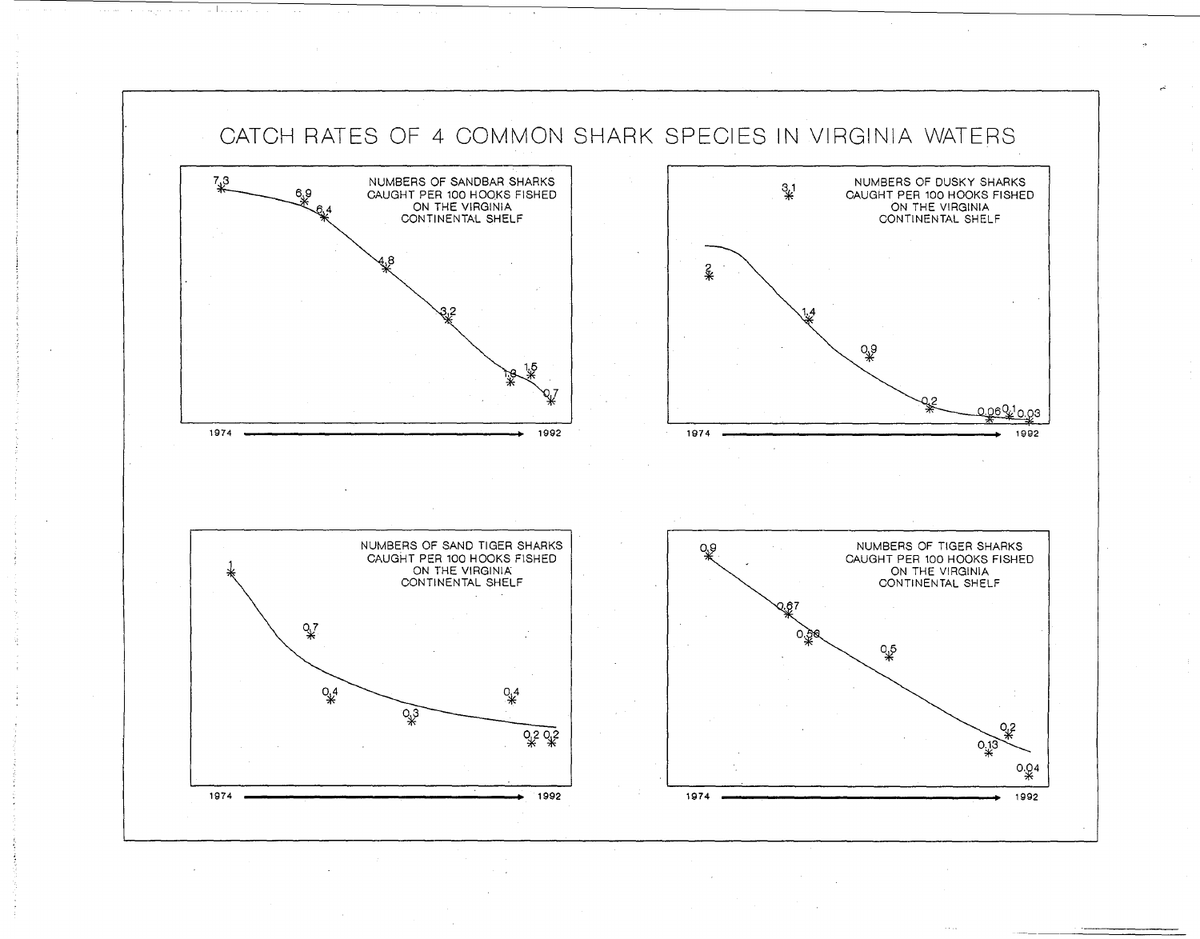# CATCH RATES OF 4 COMMON SHARK SPECIES IN VIRGINIA WATERS

NUMBERS OF SANDBAR SHARKS CAUGHT PER 100 HOOKS FISHED ON THE VIRGINIA CONTINENTAL SHELF

7.3, 6.9, 6.4, 4.8, 3.2, 1.3, 1.5, 0.7

1974 → 1992

NUMBERS OF DUSKY SHARKS CAUGHT PER 100 HOOKS FISHED ON THE VIRGINIA CONTINENTAL SHELF

2, 3.1, 1.4, 0.9, 0.2, 0.06, 0.1, 0.03

1974 → 1992

NUMBERS OF SAND TIGER SHARKS CAUGHT PER 100 HOOKS FISHED ON THE VIRGINIA CONTINENTAL SHELF

1, 0.7, 0.4, 0.3, 0.4, 0.2, 0.2

1974 → 1992

NUMBERS OF TIGER SHARKS CAUGHT PER 100 HOOKS FISHED ON THE VIRGINIA CONTINENTAL SHELF

0.9, 0.67, 0.56, 0.5, 0.13, 0.2, 0.04

1974 → 1992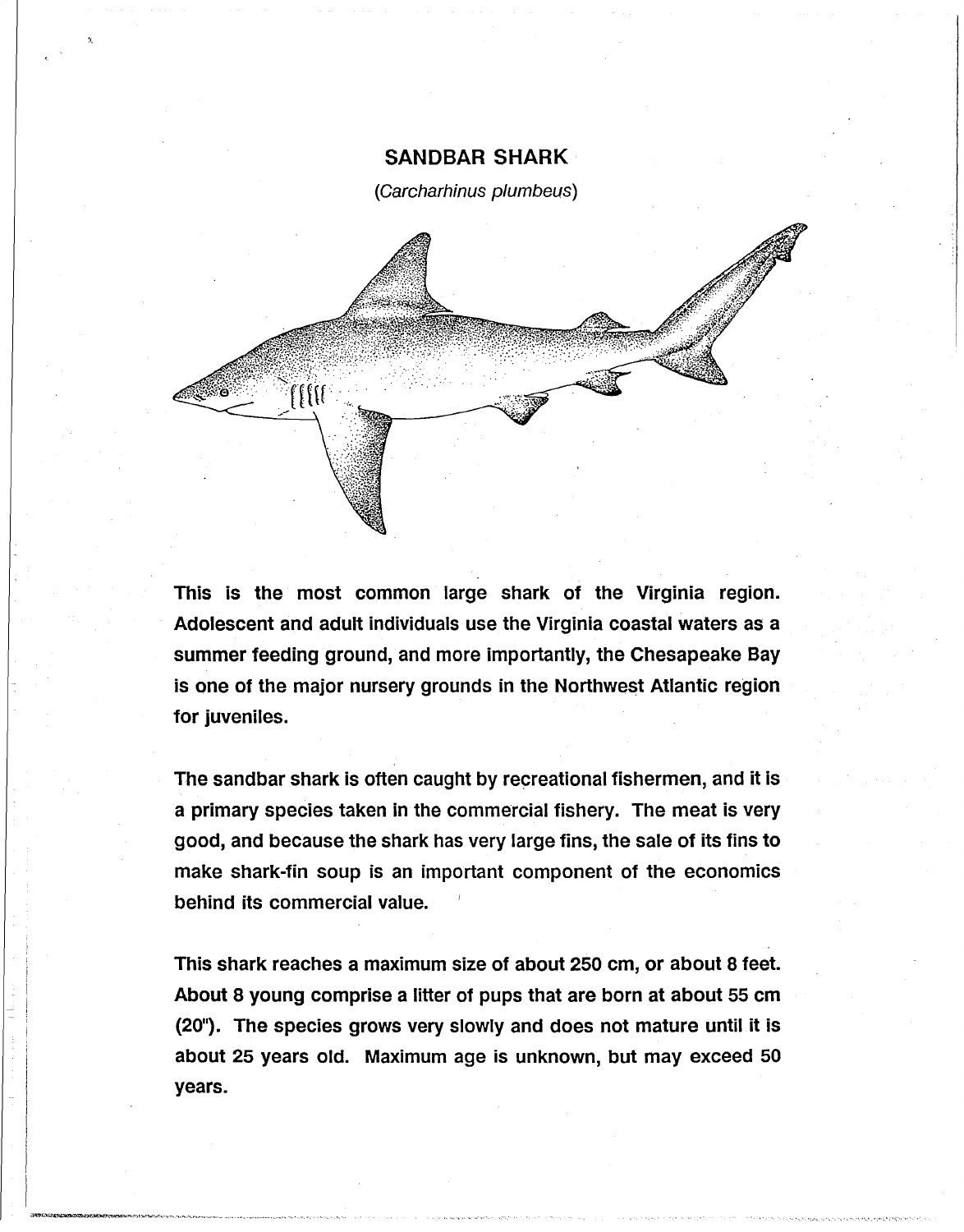## SANDBAR SHARK

(*Carcharhinus plumbeus*)

**This is the most common large shark of the Virginia region. Adolescent and adult individuals use the Virginia coastal waters as a summer feeding ground, and more importantly, the Chesapeake Bay is one of the major nursery grounds in the Northwest Atlantic region for juveniles.**

**The sandbar shark is often caught by recreational fishermen, and it is a primary species taken in the commercial fishery. The meat is very good, and because the shark has very large fins, the sale of its fins to make shark-fin soup is an important component of the economics behind its commercial value.**

**This shark reaches a maximum size of about 250 cm, or about 8 feet. About 8 young comprise a litter of pups that are born at about 55 cm (20"). The species grows very slowly and does not mature until it is about 25 years old. Maximum age is unknown, but may exceed 50 years.**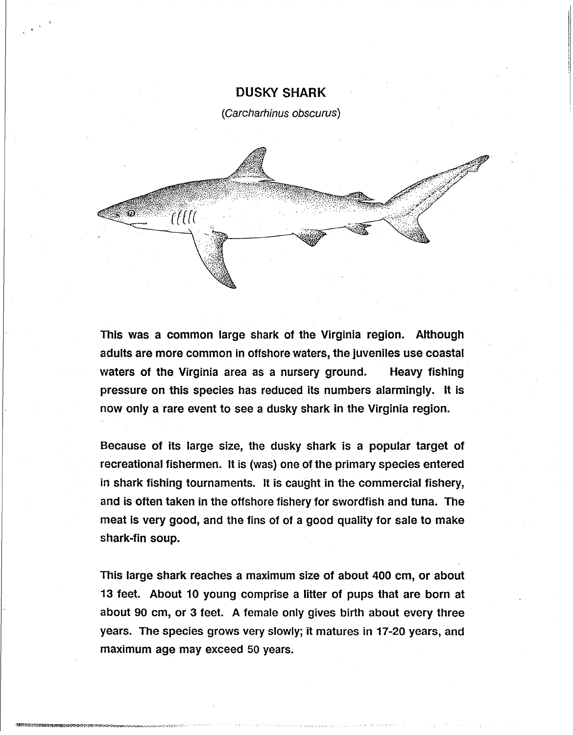## DUSKY SHARK

*(Carcharhinus obscurus)*

This was a common large shark of the Virginia region. Although adults are more common in offshore waters, the juveniles use coastal waters of the Virginia area as a nursery ground. Heavy fishing pressure on this species has reduced its numbers alarmingly. It is now only a rare event to see a dusky shark in the Virginia region.

Because of its large size, the dusky shark is a popular target of recreational fishermen. It is (was) one of the primary species entered in shark fishing tournaments. It is caught in the commercial fishery, and is often taken in the offshore fishery for swordfish and tuna. The meat is very good, and the fins of of a good quality for sale to make shark-fin soup.

This large shark reaches a maximum size of about 400 cm, or about 13 feet. About 10 young comprise a litter of pups that are born at about 90 cm, or 3 feet. A female only gives birth about every three years. The species grows very slowly; it matures in 17-20 years, and maximum age may exceed 50 years.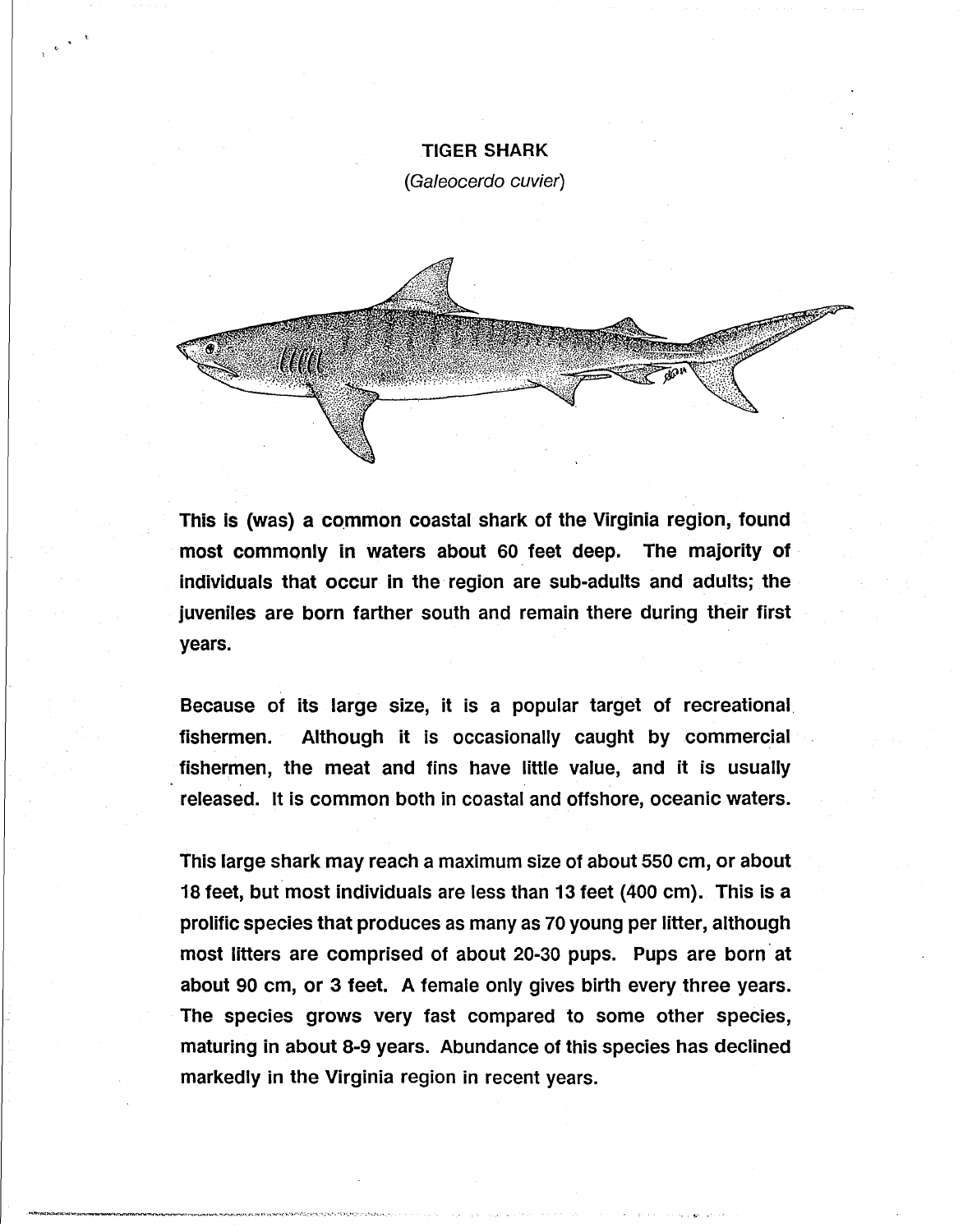# TIGER SHARK

*(Galeocerdo cuvier)*

This is (was) a common coastal shark of the Virginia region, found most commonly in waters about 60 feet deep. The majority of individuals that occur in the region are sub-adults and adults; the juveniles are born farther south and remain there during their first years.

Because of its large size, it is a popular target of recreational fishermen. Although it is occasionally caught by commercial fishermen, the meat and fins have little value, and it is usually released. It is common both in coastal and offshore, oceanic waters.

This large shark may reach a maximum size of about 550 cm, or about 18 feet, but most individuals are less than 13 feet (400 cm). This is a prolific species that produces as many as 70 young per litter, although most litters are comprised of about 20-30 pups. Pups are born at about 90 cm, or 3 feet. A female only gives birth every three years. The species grows very fast compared to some other species, maturing in about 8-9 years. Abundance of this species has declined markedly in the Virginia region in recent years.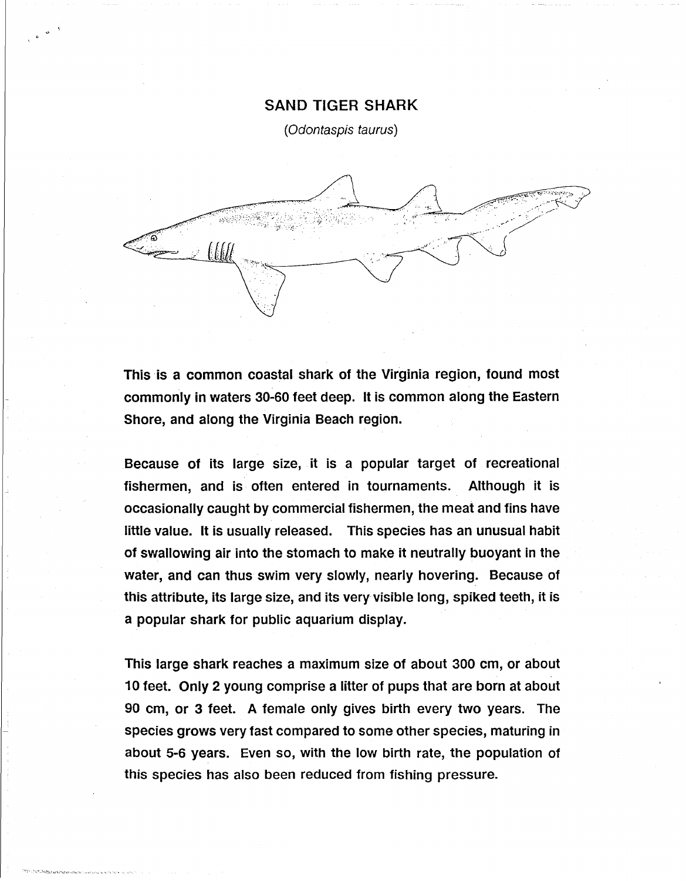# SAND TIGER SHARK

*(Odontaspis taurus)*

This is a common coastal shark of the Virginia region, found most commonly in waters 30-60 feet deep. It is common along the Eastern Shore, and along the Virginia Beach region.

Because of its large size, it is a popular target of recreational fishermen, and is often entered in tournaments. Although it is occasionally caught by commercial fishermen, the meat and fins have little value. It is usually released. This species has an unusual habit of swallowing air into the stomach to make it neutrally buoyant in the water, and can thus swim very slowly, nearly hovering. Because of this attribute, its large size, and its very visible long, spiked teeth, it is a popular shark for public aquarium display.

This large shark reaches a maximum size of about 300 cm, or about 10 feet. Only 2 young comprise a litter of pups that are born at about 90 cm, or 3 feet. A female only gives birth every two years. The species grows very fast compared to some other species, maturing in about 5-6 years. Even so, with the low birth rate, the population of this species has also been reduced from fishing pressure.